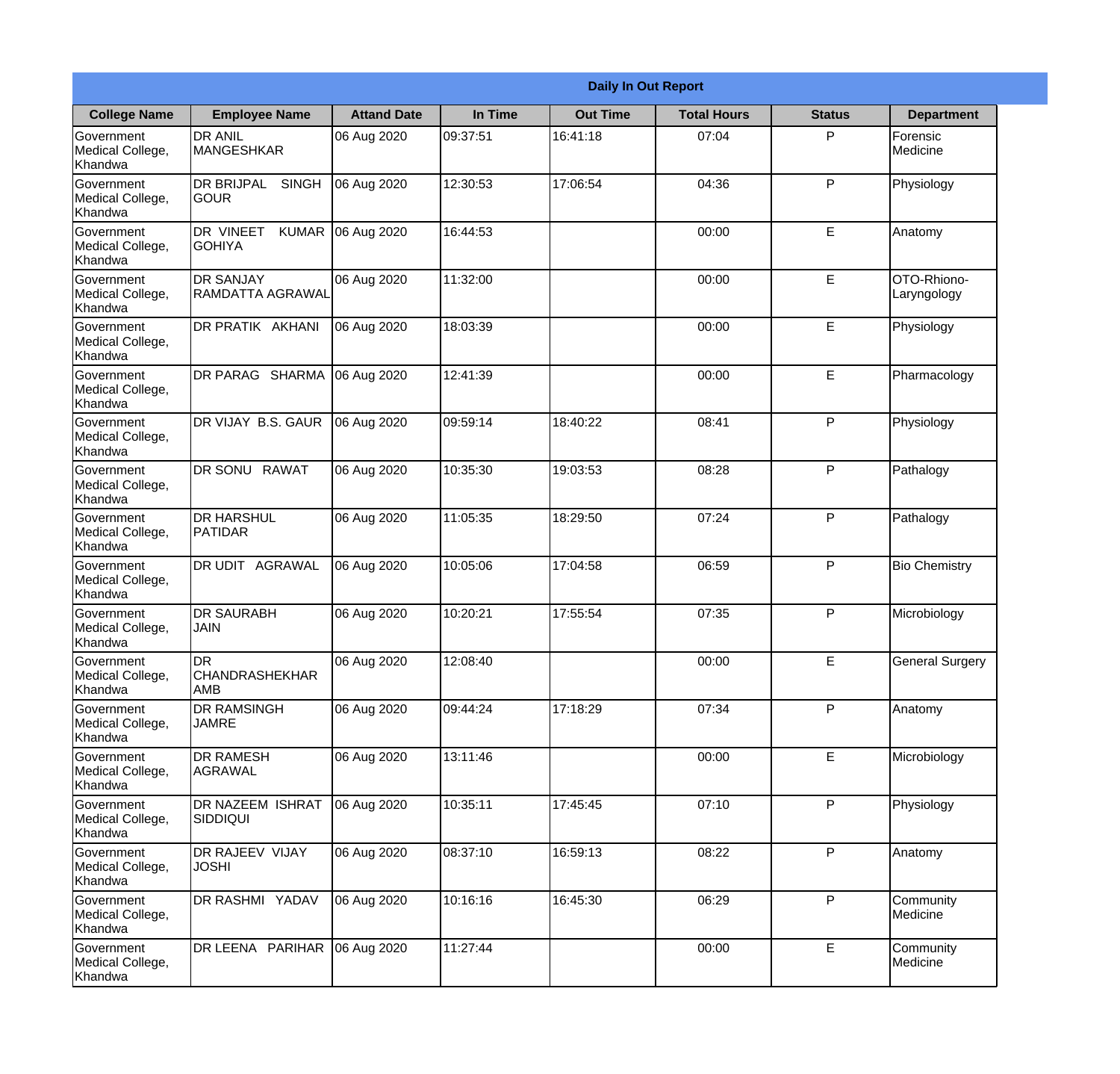**Daily In Out Report**

| College Name | Employee Name | Attand Date | In Time | Out Time | Total Hours | Status | Department |
|---|---|---|---|---|---|---|---|
| Government Medical College, Khandwa | DR ANIL MANGESHKAR | 06 Aug 2020 | 09:37:51 | 16:41:18 | 07:04 | P | Forensic Medicine |
| Government Medical College, Khandwa | DR BRIJPAL SINGH GOUR | 06 Aug 2020 | 12:30:53 | 17:06:54 | 04:36 | P | Physiology |
| Government Medical College, Khandwa | DR VINEET KUMAR GOHIYA | 06 Aug 2020 | 16:44:53 | | 00:00 | E | Anatomy |
| Government Medical College, Khandwa | DR SANJAY RAMDATTA AGRAWAL | 06 Aug 2020 | 11:32:00 | | 00:00 | E | OTO-Rhiono-Laryngology |
| Government Medical College, Khandwa | DR PRATIK AKHANI | 06 Aug 2020 | 18:03:39 | | 00:00 | E | Physiology |
| Government Medical College, Khandwa | DR PARAG SHARMA | 06 Aug 2020 | 12:41:39 | | 00:00 | E | Pharmacology |
| Government Medical College, Khandwa | DR VIJAY B.S. GAUR | 06 Aug 2020 | 09:59:14 | 18:40:22 | 08:41 | P | Physiology |
| Government Medical College, Khandwa | DR SONU RAWAT | 06 Aug 2020 | 10:35:30 | 19:03:53 | 08:28 | P | Pathalogy |
| Government Medical College, Khandwa | DR HARSHUL PATIDAR | 06 Aug 2020 | 11:05:35 | 18:29:50 | 07:24 | P | Pathalogy |
| Government Medical College, Khandwa | DR UDIT AGRAWAL | 06 Aug 2020 | 10:05:06 | 17:04:58 | 06:59 | P | Bio Chemistry |
| Government Medical College, Khandwa | DR SAURABH JAIN | 06 Aug 2020 | 10:20:21 | 17:55:54 | 07:35 | P | Microbiology |
| Government Medical College, Khandwa | DR CHANDRASHEKHAR AMB | 06 Aug 2020 | 12:08:40 | | 00:00 | E | General Surgery |
| Government Medical College, Khandwa | DR RAMSINGH JAMRE | 06 Aug 2020 | 09:44:24 | 17:18:29 | 07:34 | P | Anatomy |
| Government Medical College, Khandwa | DR RAMESH AGRAWAL | 06 Aug 2020 | 13:11:46 | | 00:00 | E | Microbiology |
| Government Medical College, Khandwa | DR NAZEEM ISHRAT SIDDIQUI | 06 Aug 2020 | 10:35:11 | 17:45:45 | 07:10 | P | Physiology |
| Government Medical College, Khandwa | DR RAJEEV VIJAY JOSHI | 06 Aug 2020 | 08:37:10 | 16:59:13 | 08:22 | P | Anatomy |
| Government Medical College, Khandwa | DR RASHMI YADAV | 06 Aug 2020 | 10:16:16 | 16:45:30 | 06:29 | P | Community Medicine |
| Government Medical College, Khandwa | DR LEENA PARIHAR | 06 Aug 2020 | 11:27:44 | | 00:00 | E | Community Medicine |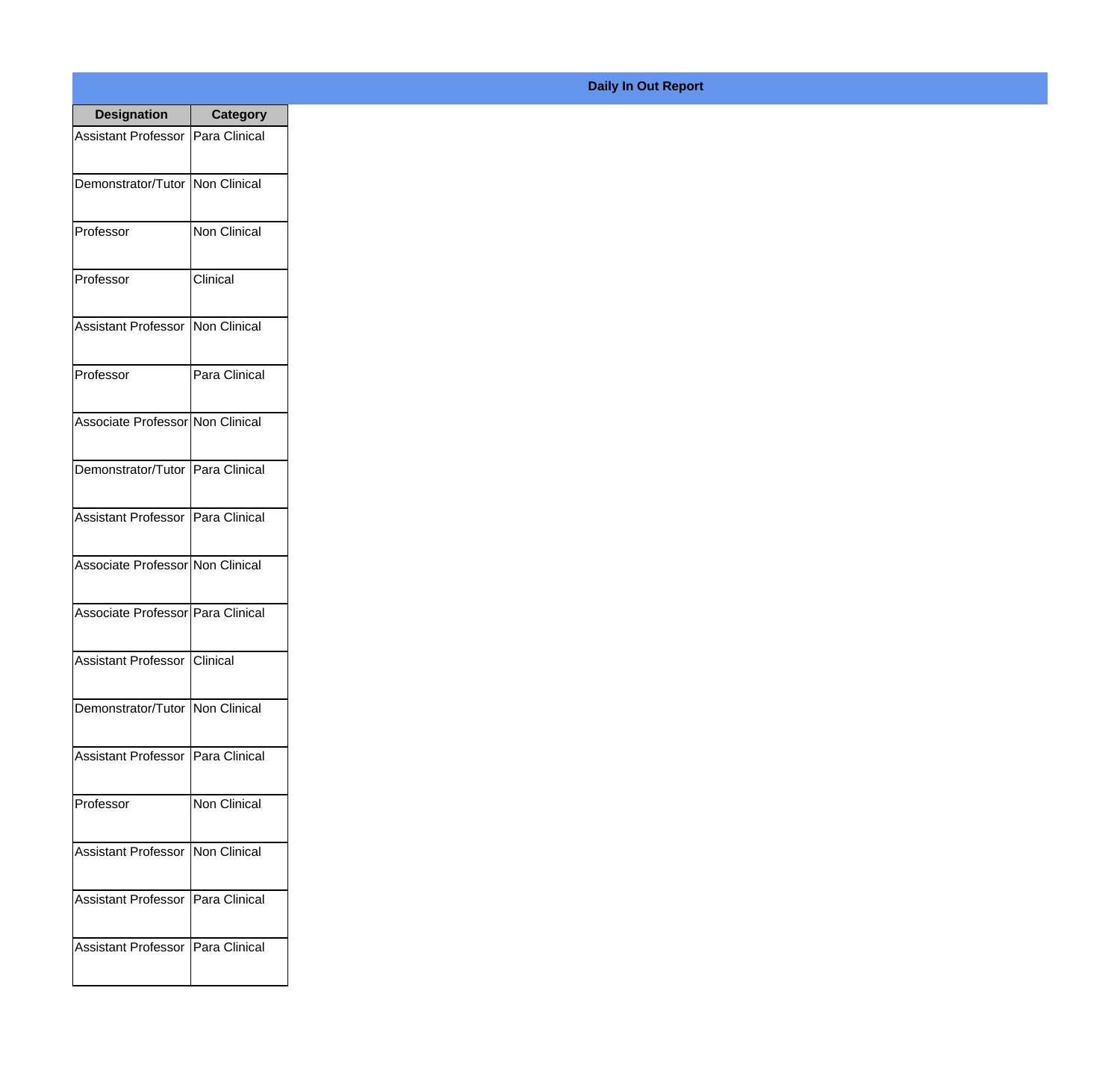**Daily In Out Report**

| Designation | Category |
| --- | --- |
| Assistant Professor | Para Clinical |
| Demonstrator/Tutor | Non Clinical |
| Professor | Non Clinical |
| Professor | Clinical |
| Assistant Professor | Non Clinical |
| Professor | Para Clinical |
| Associate Professor | Non Clinical |
| Demonstrator/Tutor | Para Clinical |
| Assistant Professor | Para Clinical |
| Associate Professor | Non Clinical |
| Associate Professor | Para Clinical |
| Assistant Professor | Clinical |
| Demonstrator/Tutor | Non Clinical |
| Assistant Professor | Para Clinical |
| Professor | Non Clinical |
| Assistant Professor | Non Clinical |
| Assistant Professor | Para Clinical |
| Assistant Professor | Para Clinical |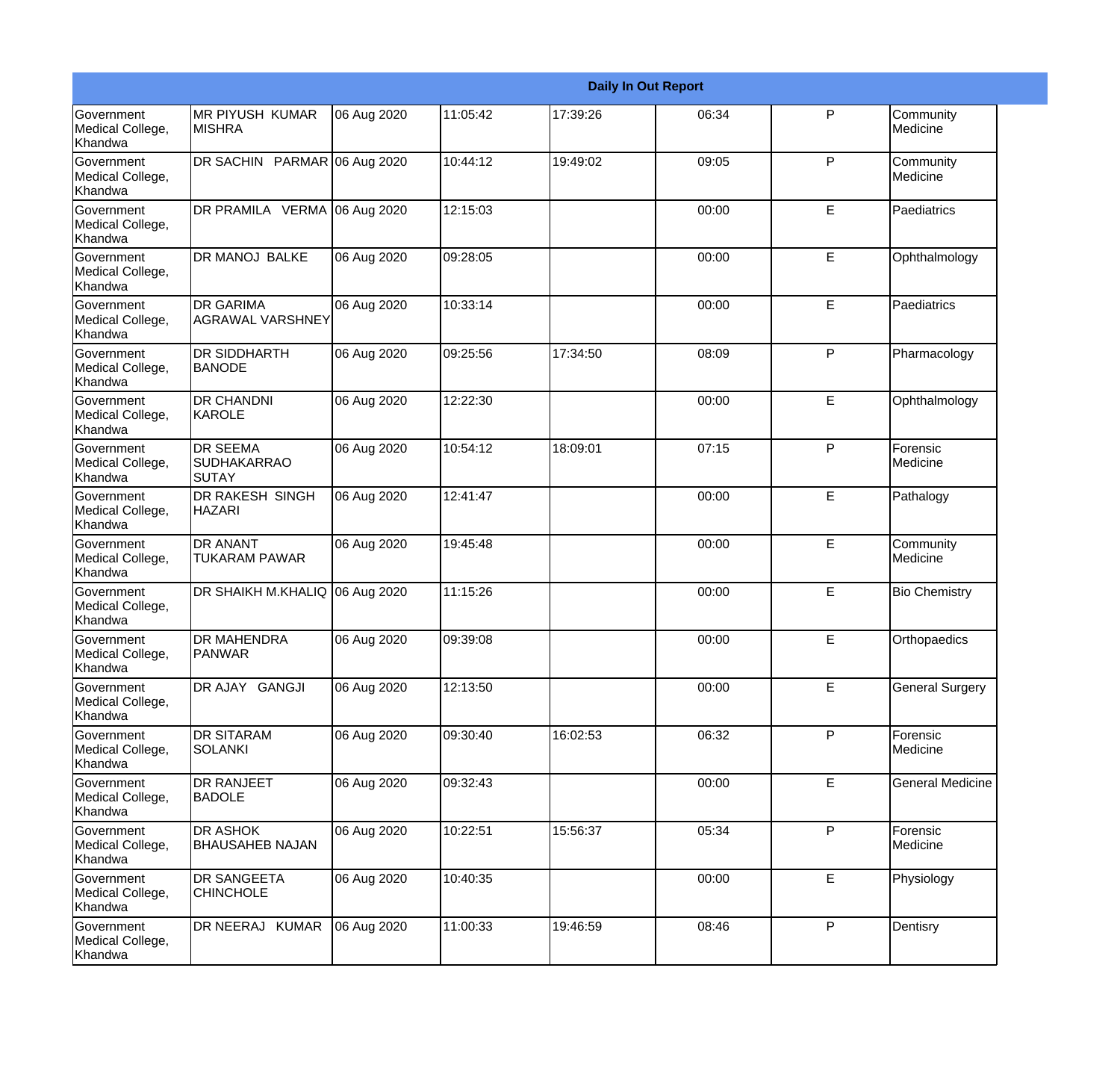| Daily In Out Report | | | | | | | |
|---|---|---|---|---|---|---|---|
| Government Medical College, Khandwa | MR PIYUSH KUMAR MISHRA | 06 Aug 2020 | 11:05:42 | 17:39:26 | 06:34 | P | Community Medicine |
| Government Medical College, Khandwa | DR SACHIN PARMAR | 06 Aug 2020 | 10:44:12 | 19:49:02 | 09:05 | P | Community Medicine |
| Government Medical College, Khandwa | DR PRAMILA VERMA | 06 Aug 2020 | 12:15:03 | | 00:00 | E | Paediatrics |
| Government Medical College, Khandwa | DR MANOJ BALKE | 06 Aug 2020 | 09:28:05 | | 00:00 | E | Ophthalmology |
| Government Medical College, Khandwa | DR GARIMA AGRAWAL VARSHNEY | 06 Aug 2020 | 10:33:14 | | 00:00 | E | Paediatrics |
| Government Medical College, Khandwa | DR SIDDHARTH BANODE | 06 Aug 2020 | 09:25:56 | 17:34:50 | 08:09 | P | Pharmacology |
| Government Medical College, Khandwa | DR CHANDNI KAROLE | 06 Aug 2020 | 12:22:30 | | 00:00 | E | Ophthalmology |
| Government Medical College, Khandwa | DR SEEMA SUDHAKARRAO SUTAY | 06 Aug 2020 | 10:54:12 | 18:09:01 | 07:15 | P | Forensic Medicine |
| Government Medical College, Khandwa | DR RAKESH SINGH HAZARI | 06 Aug 2020 | 12:41:47 | | 00:00 | E | Pathalogy |
| Government Medical College, Khandwa | DR ANANT TUKARAM PAWAR | 06 Aug 2020 | 19:45:48 | | 00:00 | E | Community Medicine |
| Government Medical College, Khandwa | DR SHAIKH M.KHALIQ | 06 Aug 2020 | 11:15:26 | | 00:00 | E | Bio Chemistry |
| Government Medical College, Khandwa | DR MAHENDRA PANWAR | 06 Aug 2020 | 09:39:08 | | 00:00 | E | Orthopaedics |
| Government Medical College, Khandwa | DR AJAY GANGJI | 06 Aug 2020 | 12:13:50 | | 00:00 | E | General Surgery |
| Government Medical College, Khandwa | DR SITARAM SOLANKI | 06 Aug 2020 | 09:30:40 | 16:02:53 | 06:32 | P | Forensic Medicine |
| Government Medical College, Khandwa | DR RANJEET BADOLE | 06 Aug 2020 | 09:32:43 | | 00:00 | E | General Medicine |
| Government Medical College, Khandwa | DR ASHOK BHAUSAHEB NAJAN | 06 Aug 2020 | 10:22:51 | 15:56:37 | 05:34 | P | Forensic Medicine |
| Government Medical College, Khandwa | DR SANGEETA CHINCHOLE | 06 Aug 2020 | 10:40:35 | | 00:00 | E | Physiology |
| Government Medical College, Khandwa | DR NEERAJ KUMAR | 06 Aug 2020 | 11:00:33 | 19:46:59 | 08:46 | P | Dentisry |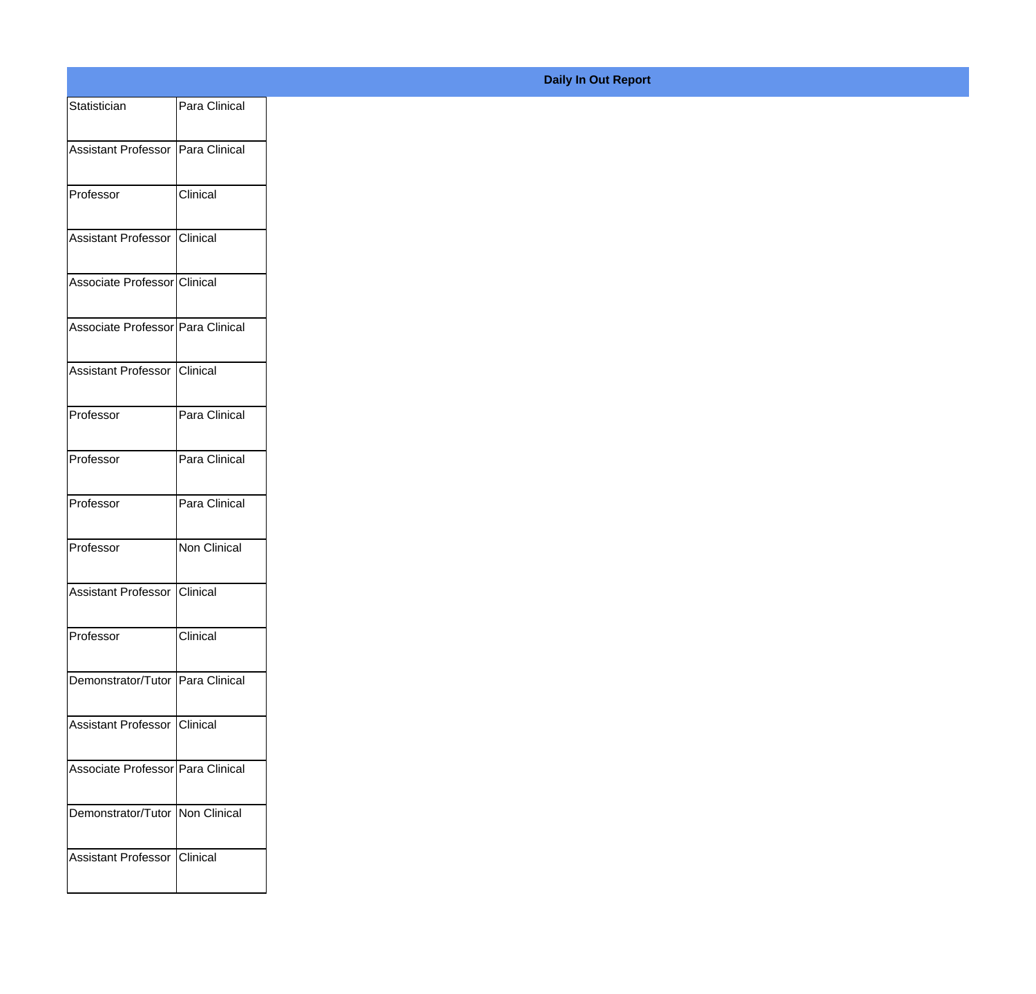**Daily In Out Report**

| | |
|---|---|
| Statistician | Para Clinical |
| Assistant Professor | Para Clinical |
| Professor | Clinical |
| Assistant Professor | Clinical |
| Associate Professor | Clinical |
| Associate Professor | Para Clinical |
| Assistant Professor | Clinical |
| Professor | Para Clinical |
| Professor | Para Clinical |
| Professor | Para Clinical |
| Professor | Non Clinical |
| Assistant Professor | Clinical |
| Professor | Clinical |
| Demonstrator/Tutor | Para Clinical |
| Assistant Professor | Clinical |
| Associate Professor | Para Clinical |
| Demonstrator/Tutor | Non Clinical |
| Assistant Professor | Clinical |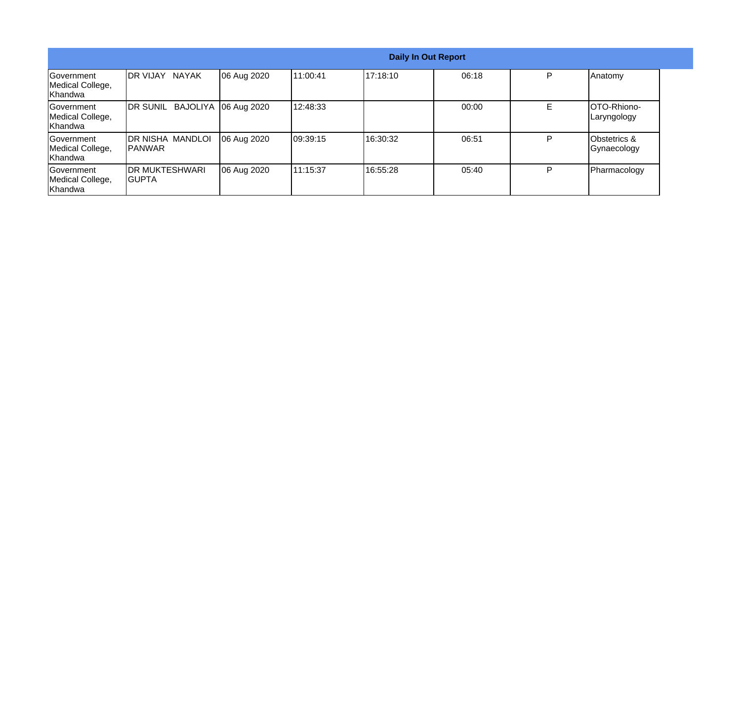| Daily In Out Report | | | | | | | |
|---|---|---|---|---|---|---|---|
| Government Medical College, Khandwa | DR VIJAY NAYAK | 06 Aug 2020 | 11:00:41 | 17:18:10 | 06:18 | P | Anatomy |
| Government Medical College, Khandwa | DR SUNIL BAJOLIYA | 06 Aug 2020 | 12:48:33 | | 00:00 | E | OTO-Rhiono-Laryngology |
| Government Medical College, Khandwa | DR NISHA MANDLOI PANWAR | 06 Aug 2020 | 09:39:15 | 16:30:32 | 06:51 | P | Obstetrics & Gynaecology |
| Government Medical College, Khandwa | DR MUKTESHWARI GUPTA | 06 Aug 2020 | 11:15:37 | 16:55:28 | 05:40 | P | Pharmacology |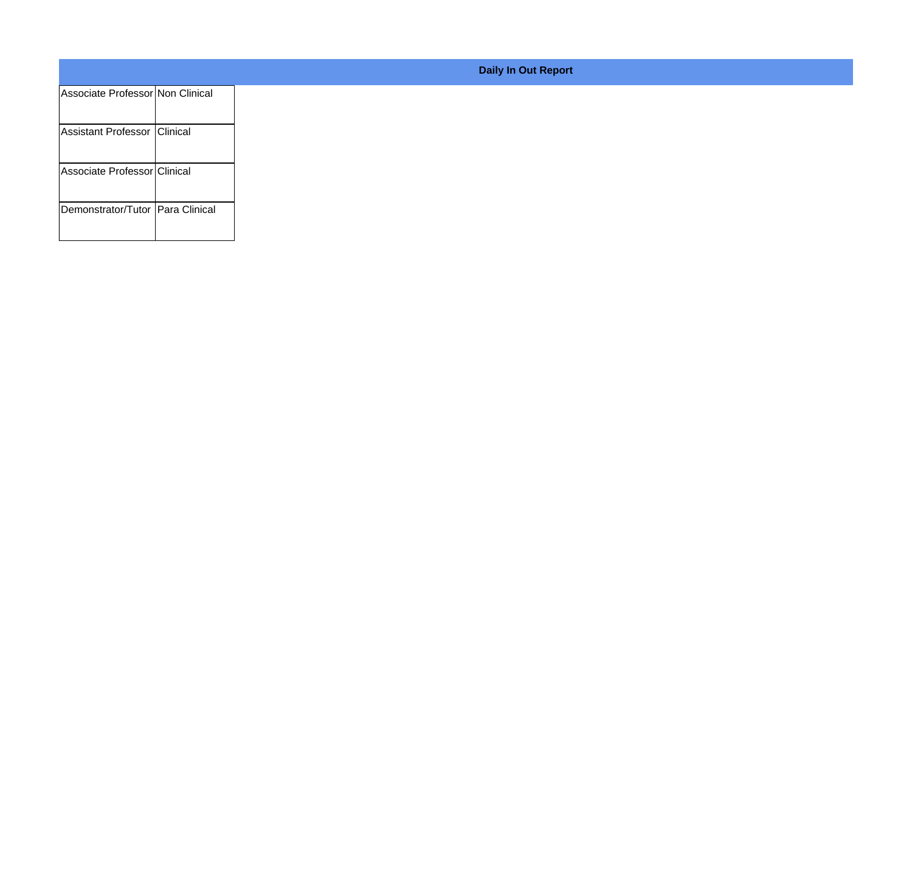**Daily In Out Report**

| | |
|---|---|
| Associate Professor | Non Clinical |
| Assistant Professor | Clinical |
| Associate Professor | Clinical |
| Demonstrator/Tutor | Para Clinical |